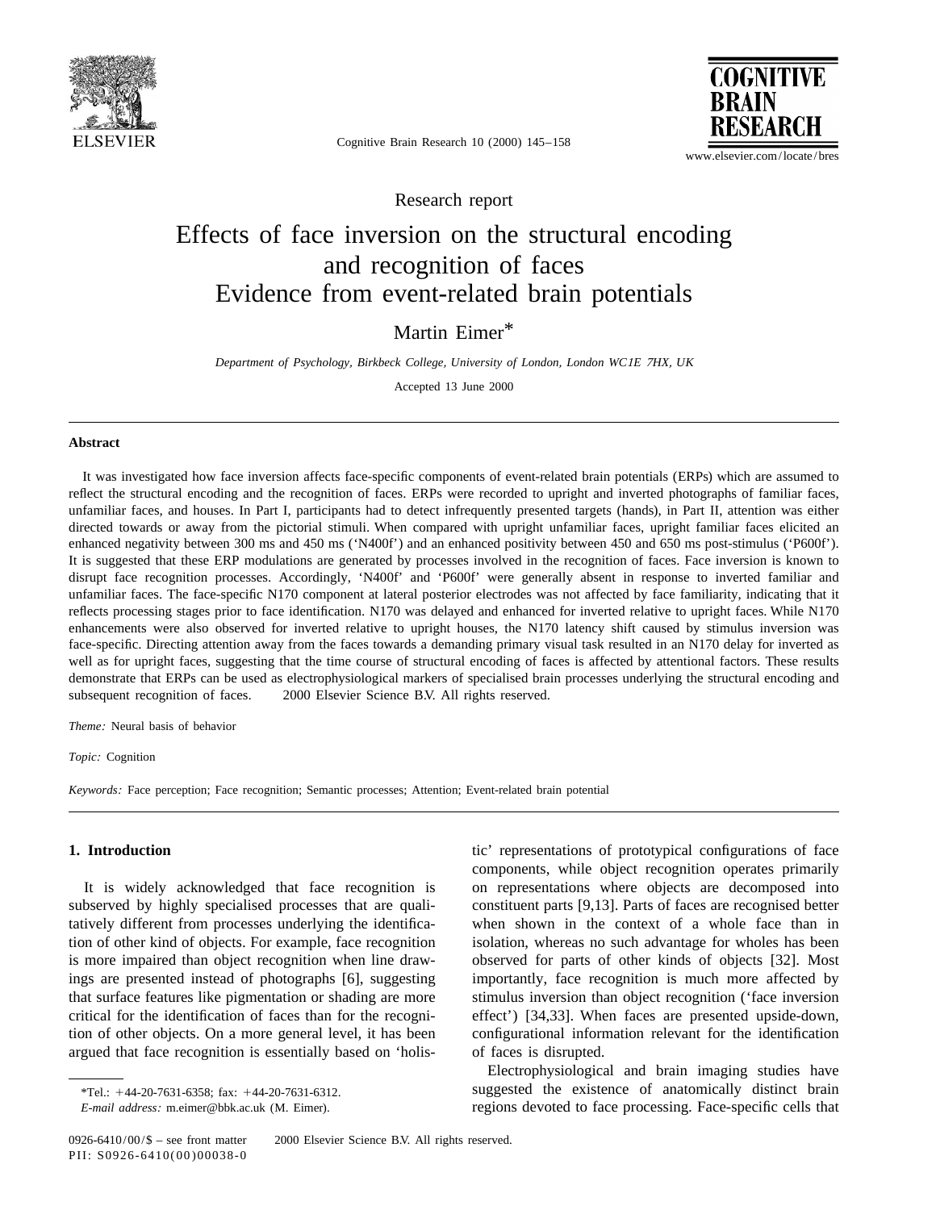Research report

# Effects of face inversion on the structural encoding and recognition of faces
## Evidence from event-related brain potentials

Martin Eimer*

*Department of Psychology, Birkbeck College, University of London, London WC1E 7HX, UK*

Accepted 13 June 2000

---

**Abstract**

It was investigated how face inversion affects face-specific components of event-related brain potentials (ERPs) which are assumed to reflect the structural encoding and the recognition of faces. ERPs were recorded to upright and inverted photographs of familiar faces, unfamiliar faces, and houses. In Part I, participants had to detect infrequently presented targets (hands), in Part II, attention was either directed towards or away from the pictorial stimuli. When compared with upright unfamiliar faces, upright familiar faces elicited an enhanced negativity between 300 ms and 450 ms ('N400f') and an enhanced positivity between 450 and 650 ms post-stimulus ('P600f'). It is suggested that these ERP modulations are generated by processes involved in the recognition of faces. Face inversion is known to disrupt face recognition processes. Accordingly, 'N400f' and 'P600f' were generally absent in response to inverted familiar and unfamiliar faces. The face-specific N170 component at lateral posterior electrodes was not affected by face familiarity, indicating that it reflects processing stages prior to face identification. N170 was delayed and enhanced for inverted relative to upright faces. While N170 enhancements were also observed for inverted relative to upright houses, the N170 latency shift caused by stimulus inversion was face-specific. Directing attention away from the faces towards a demanding primary visual task resulted in an N170 delay for inverted as well as for upright faces, suggesting that the time course of structural encoding of faces is affected by attentional factors. These results demonstrate that ERPs can be used as electrophysiological markers of specialised brain processes underlying the structural encoding and subsequent recognition of faces. © 2000 Elsevier Science B.V. All rights reserved.

*Theme:* Neural basis of behavior

*Topic:* Cognition

*Keywords:* Face perception; Face recognition; Semantic processes; Attention; Event-related brain potential

---

## 1. Introduction

It is widely acknowledged that face recognition is subserved by highly specialised processes that are qualitatively different from processes underlying the identification of other kind of objects. For example, face recognition is more impaired than object recognition when line drawings are presented instead of photographs [6], suggesting that surface features like pigmentation or shading are more critical for the identification of faces than for the recognition of other objects. On a more general level, it has been argued that face recognition is essentially based on 'holistic' representations of prototypical configurations of face components, while object recognition operates primarily on representations where objects are decomposed into constituent parts [9,13]. Parts of faces are recognised better when shown in the context of a whole face than in isolation, whereas no such advantage for wholes has been observed for parts of other kinds of objects [32]. Most importantly, face recognition is much more affected by stimulus inversion than object recognition ('face inversion effect') [34,33]. When faces are presented upside-down, configurational information relevant for the identification of faces is disrupted.

Electrophysiological and brain imaging studies have suggested the existence of anatomically distinct brain regions devoted to face processing. Face-specific cells that

---

*Tel.: +44-20-7631-6358; fax: +44-20-7631-6312.
*E-mail address:* m.eimer@bbk.ac.uk (M. Eimer).

0926-6410/00/$ – see front matter © 2000 Elsevier Science B.V. All rights reserved.
PII: S0926-6410(00)00038-0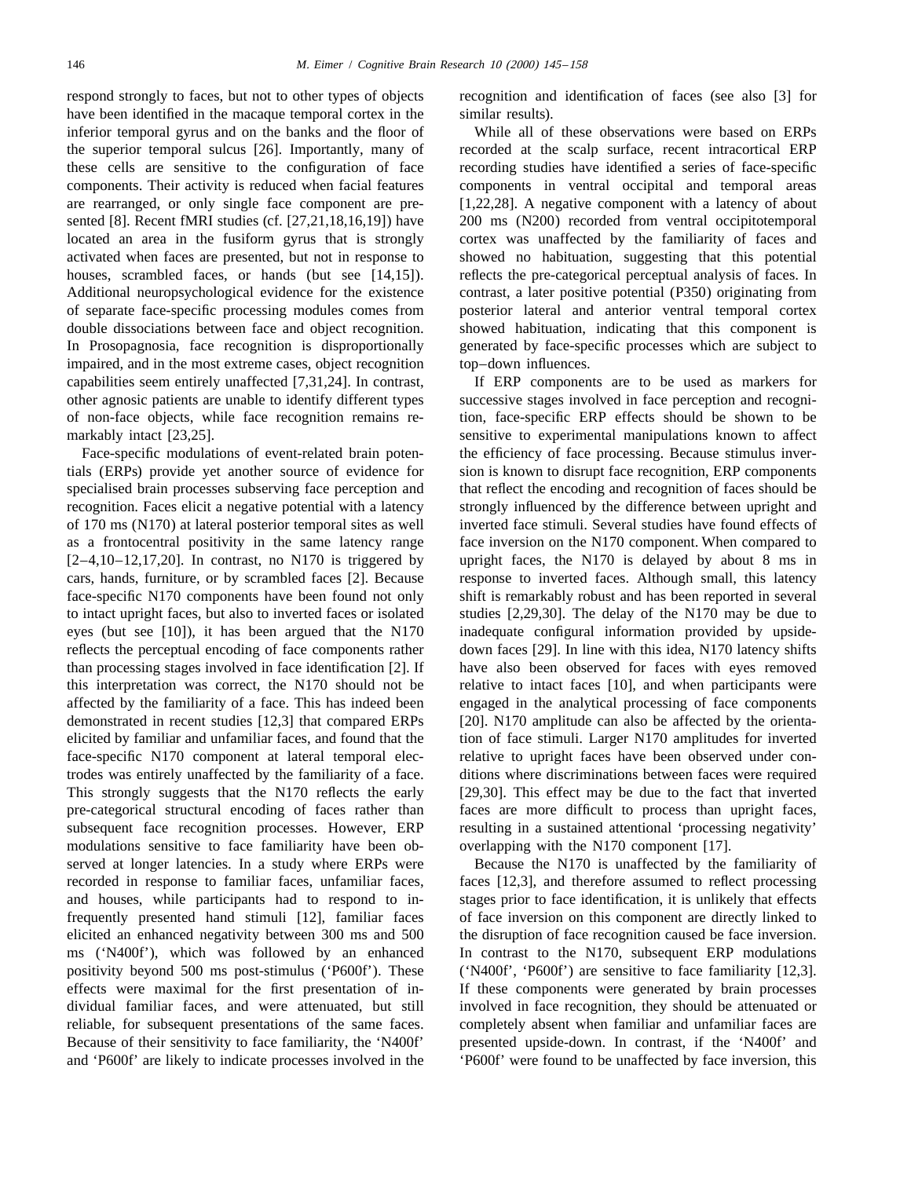respond strongly to faces, but not to other types of objects have been identified in the macaque temporal cortex in the inferior temporal gyrus and on the banks and the floor of the superior temporal sulcus [26]. Importantly, many of these cells are sensitive to the configuration of face components. Their activity is reduced when facial features are rearranged, or only single face component are presented [8]. Recent fMRI studies (cf. [27,21,18,16,19]) have located an area in the fusiform gyrus that is strongly activated when faces are presented, but not in response to houses, scrambled faces, or hands (but see [14,15]). Additional neuropsychological evidence for the existence of separate face-specific processing modules comes from double dissociations between face and object recognition. In Prosopagnosia, face recognition is disproportionally impaired, and in the most extreme cases, object recognition capabilities seem entirely unaffected [7,31,24]. In contrast, other agnosic patients are unable to identify different types of non-face objects, while face recognition remains remarkably intact [23,25].

Face-specific modulations of event-related brain potentials (ERPs) provide yet another source of evidence for specialised brain processes subserving face perception and recognition. Faces elicit a negative potential with a latency of 170 ms (N170) at lateral posterior temporal sites as well as a frontocentral positivity in the same latency range [2–4,10–12,17,20]. In contrast, no N170 is triggered by cars, hands, furniture, or by scrambled faces [2]. Because face-specific N170 components have been found not only to intact upright faces, but also to inverted faces or isolated eyes (but see [10]), it has been argued that the N170 reflects the perceptual encoding of face components rather than processing stages involved in face identification [2]. If this interpretation was correct, the N170 should not be affected by the familiarity of a face. This has indeed been demonstrated in recent studies [12,3] that compared ERPs elicited by familiar and unfamiliar faces, and found that the face-specific N170 component at lateral temporal electrodes was entirely unaffected by the familiarity of a face. This strongly suggests that the N170 reflects the early pre-categorical structural encoding of faces rather than subsequent face recognition processes. However, ERP modulations sensitive to face familiarity have been observed at longer latencies. In a study where ERPs were recorded in response to familiar faces, unfamiliar faces, and houses, while participants had to respond to infrequently presented hand stimuli [12], familiar faces elicited an enhanced negativity between 300 ms and 500 ms ('N400f'), which was followed by an enhanced positivity beyond 500 ms post-stimulus ('P600f'). These effects were maximal for the first presentation of individual familiar faces, and were attenuated, but still reliable, for subsequent presentations of the same faces. Because of their sensitivity to face familiarity, the 'N400f' and 'P600f' are likely to indicate processes involved in the recognition and identification of faces (see also [3] for similar results).

While all of these observations were based on ERPs recorded at the scalp surface, recent intracortical ERP recording studies have identified a series of face-specific components in ventral occipital and temporal areas [1,22,28]. A negative component with a latency of about 200 ms (N200) recorded from ventral occipitotemporal cortex was unaffected by the familiarity of faces and showed no habituation, suggesting that this potential reflects the pre-categorical perceptual analysis of faces. In contrast, a later positive potential (P350) originating from posterior lateral and anterior ventral temporal cortex showed habituation, indicating that this component is generated by face-specific processes which are subject to top–down influences.

If ERP components are to be used as markers for successive stages involved in face perception and recognition, face-specific ERP effects should be shown to be sensitive to experimental manipulations known to affect the efficiency of face processing. Because stimulus inversion is known to disrupt face recognition, ERP components that reflect the encoding and recognition of faces should be strongly influenced by the difference between upright and inverted face stimuli. Several studies have found effects of face inversion on the N170 component. When compared to upright faces, the N170 is delayed by about 8 ms in response to inverted faces. Although small, this latency shift is remarkably robust and has been reported in several studies [2,29,30]. The delay of the N170 may be due to inadequate configural information provided by upside-down faces [29]. In line with this idea, N170 latency shifts have also been observed for faces with eyes removed relative to intact faces [10], and when participants were engaged in the analytical processing of face components [20]. N170 amplitude can also be affected by the orientation of face stimuli. Larger N170 amplitudes for inverted relative to upright faces have been observed under conditions where discriminations between faces were required [29,30]. This effect may be due to the fact that inverted faces are more difficult to process than upright faces, resulting in a sustained attentional 'processing negativity' overlapping with the N170 component [17].

Because the N170 is unaffected by the familiarity of faces [12,3], and therefore assumed to reflect processing stages prior to face identification, it is unlikely that effects of face inversion on this component are directly linked to the disruption of face recognition caused be face inversion. In contrast to the N170, subsequent ERP modulations ('N400f', 'P600f') are sensitive to face familiarity [12,3]. If these components were generated by brain processes involved in face recognition, they should be attenuated or completely absent when familiar and unfamiliar faces are presented upside-down. In contrast, if the 'N400f' and 'P600f' were found to be unaffected by face inversion, this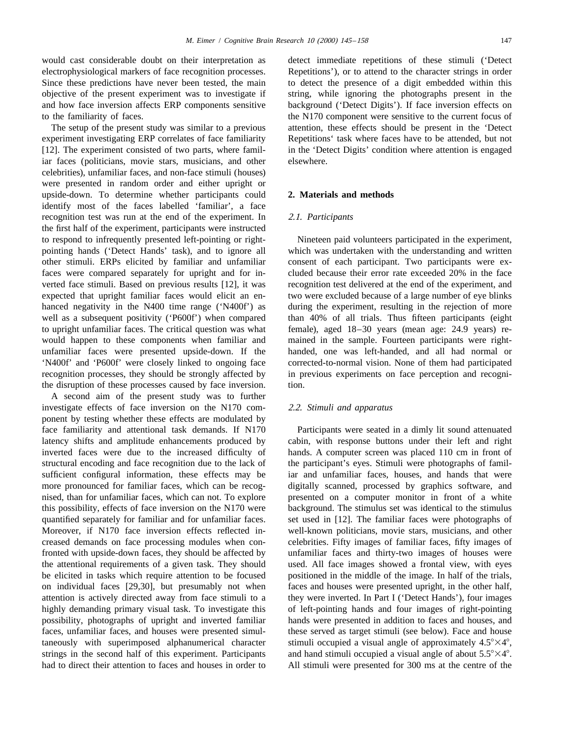would cast considerable doubt on their interpretation as electrophysiological markers of face recognition processes. Since these predictions have never been tested, the main objective of the present experiment was to investigate if and how face inversion affects ERP components sensitive to the familiarity of faces.

The setup of the present study was similar to a previous experiment investigating ERP correlates of face familiarity [12]. The experiment consisted of two parts, where familiar faces (politicians, movie stars, musicians, and other celebrities), unfamiliar faces, and non-face stimuli (houses) were presented in random order and either upright or upside-down. To determine whether participants could identify most of the faces labelled 'familiar', a face recognition test was run at the end of the experiment. In the first half of the experiment, participants were instructed to respond to infrequently presented left-pointing or right-pointing hands ('Detect Hands' task), and to ignore all other stimuli. ERPs elicited by familiar and unfamiliar faces were compared separately for upright and for inverted face stimuli. Based on previous results [12], it was expected that upright familiar faces would elicit an enhanced negativity in the N400 time range ('N400f') as well as a subsequent positivity ('P600f') when compared to upright unfamiliar faces. The critical question was what would happen to these components when familiar and unfamiliar faces were presented upside-down. If the 'N400f' and 'P600f' were closely linked to ongoing face recognition processes, they should be strongly affected by the disruption of these processes caused by face inversion.

A second aim of the present study was to further investigate effects of face inversion on the N170 component by testing whether these effects are modulated by face familiarity and attentional task demands. If N170 latency shifts and amplitude enhancements produced by inverted faces were due to the increased difficulty of structural encoding and face recognition due to the lack of sufficient configural information, these effects may be more pronounced for familiar faces, which can be recognised, than for unfamiliar faces, which can not. To explore this possibility, effects of face inversion on the N170 were quantified separately for familiar and for unfamiliar faces. Moreover, if N170 face inversion effects reflected increased demands on face processing modules when confronted with upside-down faces, they should be affected by the attentional requirements of a given task. They should be elicited in tasks which require attention to be focused on individual faces [29,30], but presumably not when attention is actively directed away from face stimuli to a highly demanding primary visual task. To investigate this possibility, photographs of upright and inverted familiar faces, unfamiliar faces, and houses were presented simultaneously with superimposed alphanumerical character strings in the second half of this experiment. Participants had to direct their attention to faces and houses in order to detect immediate repetitions of these stimuli ('Detect Repetitions'), or to attend to the character strings in order to detect the presence of a digit embedded within this string, while ignoring the photographs present in the background ('Detect Digits'). If face inversion effects on the N170 component were sensitive to the current focus of attention, these effects should be present in the 'Detect Repetitions' task where faces have to be attended, but not in the 'Detect Digits' condition where attention is engaged elsewhere.

## 2. Materials and methods

### 2.1. Participants

Nineteen paid volunteers participated in the experiment, which was undertaken with the understanding and written consent of each participant. Two participants were excluded because their error rate exceeded 20% in the face recognition test delivered at the end of the experiment, and two were excluded because of a large number of eye blinks during the experiment, resulting in the rejection of more than 40% of all trials. Thus fifteen participants (eight female), aged 18–30 years (mean age: 24.9 years) remained in the sample. Fourteen participants were right-handed, one was left-handed, and all had normal or corrected-to-normal vision. None of them had participated in previous experiments on face perception and recognition.

### 2.2. Stimuli and apparatus

Participants were seated in a dimly lit sound attenuated cabin, with response buttons under their left and right hands. A computer screen was placed 110 cm in front of the participant's eyes. Stimuli were photographs of familiar and unfamiliar faces, houses, and hands that were digitally scanned, processed by graphics software, and presented on a computer monitor in front of a white background. The stimulus set was identical to the stimulus set used in [12]. The familiar faces were photographs of well-known politicians, movie stars, musicians, and other celebrities. Fifty images of familiar faces, fifty images of unfamiliar faces and thirty-two images of houses were used. All face images showed a frontal view, with eyes positioned in the middle of the image. In half of the trials, faces and houses were presented upright, in the other half, they were inverted. In Part I ('Detect Hands'), four images of left-pointing hands and four images of right-pointing hands were presented in addition to faces and houses, and these served as target stimuli (see below). Face and house stimuli occupied a visual angle of approximately $4.5° \times 4°$, and hand stimuli occupied a visual angle of about $5.5° \times 4°$. All stimuli were presented for 300 ms at the centre of the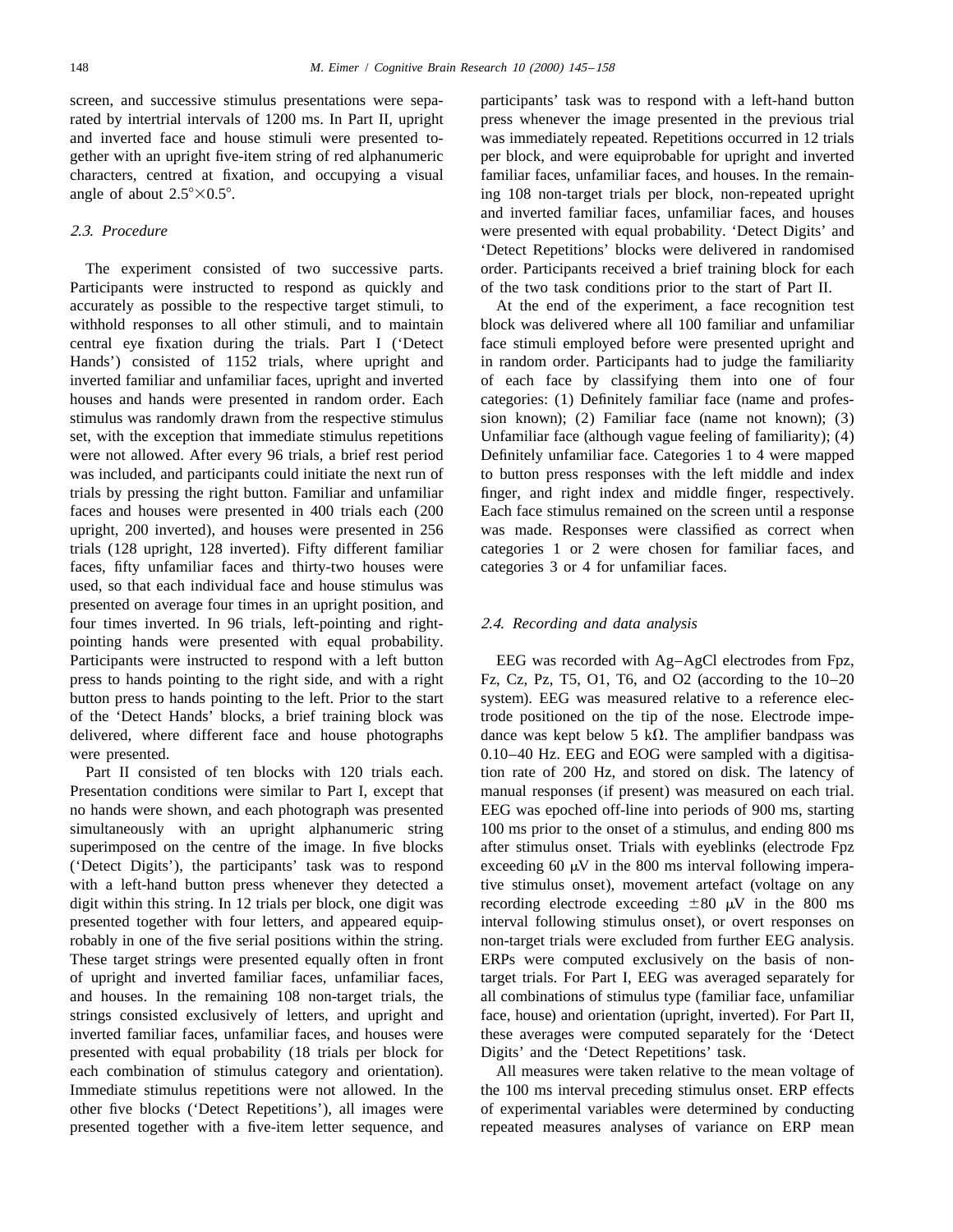screen, and successive stimulus presentations were separated by intertrial intervals of 1200 ms. In Part II, upright and inverted face and house stimuli were presented together with an upright five-item string of red alphanumeric characters, centred at fixation, and occupying a visual angle of about 2.5°×0.5°.

### 2.3. Procedure

The experiment consisted of two successive parts. Participants were instructed to respond as quickly and accurately as possible to the respective target stimuli, to withhold responses to all other stimuli, and to maintain central eye fixation during the trials. Part I ('Detect Hands') consisted of 1152 trials, where upright and inverted familiar and unfamiliar faces, upright and inverted houses and hands were presented in random order. Each stimulus was randomly drawn from the respective stimulus set, with the exception that immediate stimulus repetitions were not allowed. After every 96 trials, a brief rest period was included, and participants could initiate the next run of trials by pressing the right button. Familiar and unfamiliar faces and houses were presented in 400 trials each (200 upright, 200 inverted), and houses were presented in 256 trials (128 upright, 128 inverted). Fifty different familiar faces, fifty unfamiliar faces and thirty-two houses were used, so that each individual face and house stimulus was presented on average four times in an upright position, and four times inverted. In 96 trials, left-pointing and right-pointing hands were presented with equal probability. Participants were instructed to respond with a left button press to hands pointing to the right side, and with a right button press to hands pointing to the left. Prior to the start of the 'Detect Hands' blocks, a brief training block was delivered, where different face and house photographs were presented.

Part II consisted of ten blocks with 120 trials each. Presentation conditions were similar to Part I, except that no hands were shown, and each photograph was presented simultaneously with an upright alphanumeric string superimposed on the centre of the image. In five blocks ('Detect Digits'), the participants' task was to respond with a left-hand button press whenever they detected a digit within this string. In 12 trials per block, one digit was presented together with four letters, and appeared equiprobably in one of the five serial positions within the string. These target strings were presented equally often in front of upright and inverted familiar faces, unfamiliar faces, and houses. In the remaining 108 non-target trials, the strings consisted exclusively of letters, and upright and inverted familiar faces, unfamiliar faces, and houses were presented with equal probability (18 trials per block for each combination of stimulus category and orientation). Immediate stimulus repetitions were not allowed. In the other five blocks ('Detect Repetitions'), all images were presented together with a five-item letter sequence, and participants' task was to respond with a left-hand button press whenever the image presented in the previous trial was immediately repeated. Repetitions occurred in 12 trials per block, and were equiprobable for upright and inverted familiar faces, unfamiliar faces, and houses. In the remaining 108 non-target trials per block, non-repeated upright and inverted familiar faces, unfamiliar faces, and houses were presented with equal probability. 'Detect Digits' and 'Detect Repetitions' blocks were delivered in randomised order. Participants received a brief training block for each of the two task conditions prior to the start of Part II.

At the end of the experiment, a face recognition test block was delivered where all 100 familiar and unfamiliar face stimuli employed before were presented upright and in random order. Participants had to judge the familiarity of each face by classifying them into one of four categories: (1) Definitely familiar face (name and profession known); (2) Familiar face (name not known); (3) Unfamiliar face (although vague feeling of familiarity); (4) Definitely unfamiliar face. Categories 1 to 4 were mapped to button press responses with the left middle and index finger, and right index and middle finger, respectively. Each face stimulus remained on the screen until a response was made. Responses were classified as correct when categories 1 or 2 were chosen for familiar faces, and categories 3 or 4 for unfamiliar faces.

### 2.4. Recording and data analysis

EEG was recorded with Ag–AgCl electrodes from Fpz, Fz, Cz, Pz, T5, O1, T6, and O2 (according to the 10–20 system). EEG was measured relative to a reference electrode positioned on the tip of the nose. Electrode impedance was kept below 5 kΩ. The amplifier bandpass was 0.10–40 Hz. EEG and EOG were sampled with a digitisation rate of 200 Hz, and stored on disk. The latency of manual responses (if present) was measured on each trial. EEG was epoched off-line into periods of 900 ms, starting 100 ms prior to the onset of a stimulus, and ending 800 ms after stimulus onset. Trials with eyeblinks (electrode Fpz exceeding 60 μV in the 800 ms interval following imperative stimulus onset), movement artefact (voltage on any recording electrode exceeding ±80 μV in the 800 ms interval following stimulus onset), or overt responses on non-target trials were excluded from further EEG analysis. ERPs were computed exclusively on the basis of non-target trials. For Part I, EEG was averaged separately for all combinations of stimulus type (familiar face, unfamiliar face, house) and orientation (upright, inverted). For Part II, these averages were computed separately for the 'Detect Digits' and the 'Detect Repetitions' task.

All measures were taken relative to the mean voltage of the 100 ms interval preceding stimulus onset. ERP effects of experimental variables were determined by conducting repeated measures analyses of variance on ERP mean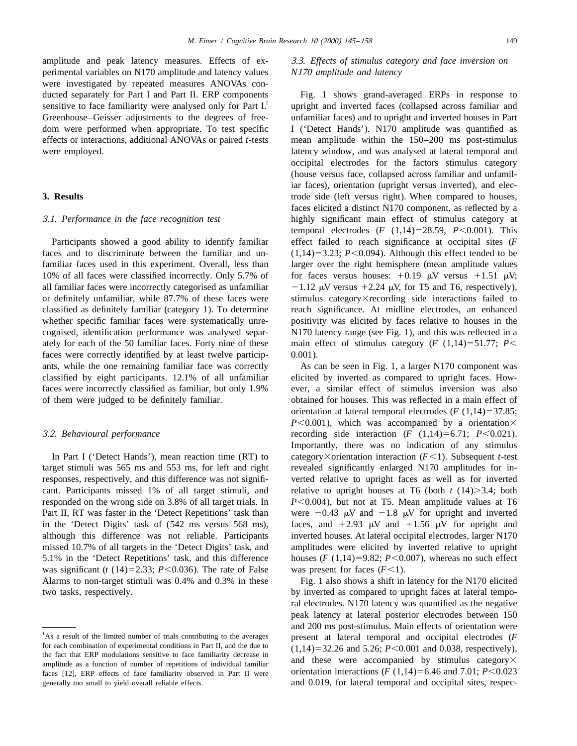amplitude and peak latency measures. Effects of experimental variables on N170 amplitude and latency values were investigated by repeated measures ANOVAs conducted separately for Part I and Part II. ERP components sensitive to face familiarity were analysed only for Part I.[1] Greenhouse–Geisser adjustments to the degrees of freedom were performed when appropriate. To test specific effects or interactions, additional ANOVAs or paired *t*-tests were employed.

## 3. Results

### *3.1. Performance in the face recognition test*

Participants showed a good ability to identify familiar faces and to discriminate between the familiar and unfamiliar faces used in this experiment. Overall, less than 10% of all faces were classified incorrectly. Only 5.7% of all familiar faces were incorrectly categorised as unfamiliar or definitely unfamiliar, while 87.7% of these faces were classified as definitely familiar (category 1). To determine whether specific familiar faces were systematically unrecognised, identification performance was analysed separately for each of the 50 familiar faces. Forty nine of these faces were correctly identified by at least twelve participants, while the one remaining familiar face was correctly classified by eight participants. 12.1% of all unfamiliar faces were incorrectly classified as familiar, but only 1.9% of them were judged to be definitely familiar.

### *3.2. Behavioural performance*

In Part I ('Detect Hands'), mean reaction time (RT) to target stimuli was 565 ms and 553 ms, for left and right responses, respectively, and this difference was not significant. Participants missed 1% of all target stimuli, and responded on the wrong side on 3.8% of all target trials. In Part II, RT was faster in the 'Detect Repetitions' task than in the 'Detect Digits' task of (542 ms versus 568 ms), although this difference was not reliable. Participants missed 10.7% of all targets in the 'Detect Digits' task, and 5.1% in the 'Detect Repetitions' task, and this difference was significant ($t\,(14)=2.33$; $P<0.036$). The rate of False Alarms to non-target stimuli was 0.4% and 0.3% in these two tasks, respectively.

### *3.3. Effects of stimulus category and face inversion on N170 amplitude and latency*

Fig. 1 shows grand-averaged ERPs in response to upright and inverted faces (collapsed across familiar and unfamiliar faces) and to upright and inverted houses in Part I ('Detect Hands'). N170 amplitude was quantified as mean amplitude within the 150–200 ms post-stimulus latency window, and was analysed at lateral temporal and occipital electrodes for the factors stimulus category (house versus face, collapsed across familiar and unfamiliar faces), orientation (upright versus inverted), and electrode side (left versus right). When compared to houses, faces elicited a distinct N170 component, as reflected by a highly significant main effect of stimulus category at temporal electrodes ($F\,(1,14)=28.59$, $P<0.001$). This effect failed to reach significance at occipital sites ($F\,(1,14)=3.23$; $P<0.094$). Although this effect tended to be larger over the right hemisphere (mean amplitude values for faces versus houses: $+0.19$ μV versus $+1.51$ μV; $-1.12$ μV versus $+2.24$ μV, for T5 and T6, respectively), stimulus category×recording side interactions failed to reach significance. At midline electrodes, an enhanced positivity was elicited by faces relative to houses in the N170 latency range (see Fig. 1), and this was reflected in a main effect of stimulus category ($F\,(1,14)=51.77$; $P<0.001$).

As can be seen in Fig. 1, a larger N170 component was elicited by inverted as compared to upright faces. However, a similar effect of stimulus inversion was also obtained for houses. This was reflected in a main effect of orientation at lateral temporal electrodes ($F\,(1,14)=37.85$; $P<0.001$), which was accompanied by a orientation× recording side interaction ($F\,(1,14)=6.71$; $P<0.021$). Importantly, there was no indication of any stimulus category×orientation interaction ($F<1$). Subsequent *t*-test revealed significantly enlarged N170 amplitudes for inverted relative to upright faces as well as for inverted relative to upright houses at T6 (both $t\,(14)>3.4$; both $P<0.004$), but not at T5. Mean amplitude values at T6 were $-0.43$ μV and $-1.8$ μV for upright and inverted faces, and $+2.93$ μV and $+1.56$ μV for upright and inverted houses. At lateral occipital electrodes, larger N170 amplitudes were elicited by inverted relative to upright houses ($F\,(1,14)=9.82$; $P<0.007$), whereas no such effect was present for faces ($F<1$).

Fig. 1 also shows a shift in latency for the N170 elicited by inverted as compared to upright faces at lateral temporal electrodes. N170 latency was quantified as the negative peak latency at lateral posterior electrodes between 150 and 200 ms post-stimulus. Main effects of orientation were present at lateral temporal and occipital electrodes ($F\,(1,14)=32.26$ and $5.26$; $P<0.001$ and $0.038$, respectively), and these were accompanied by stimulus category× orientation interactions ($F\,(1,14)=6.46$ and $7.01$; $P<0.023$ and $0.019$, for lateral temporal and occipital sites, respec-

[1] As a result of the limited number of trials contributing to the averages for each combination of experimental conditions in Part II, and the due to the fact that ERP modulations sensitive to face familiarity decrease in amplitude as a function of number of repetitions of individual familiar faces [12], ERP effects of face familiarity observed in Part II were generally too small to yield overall reliable effects.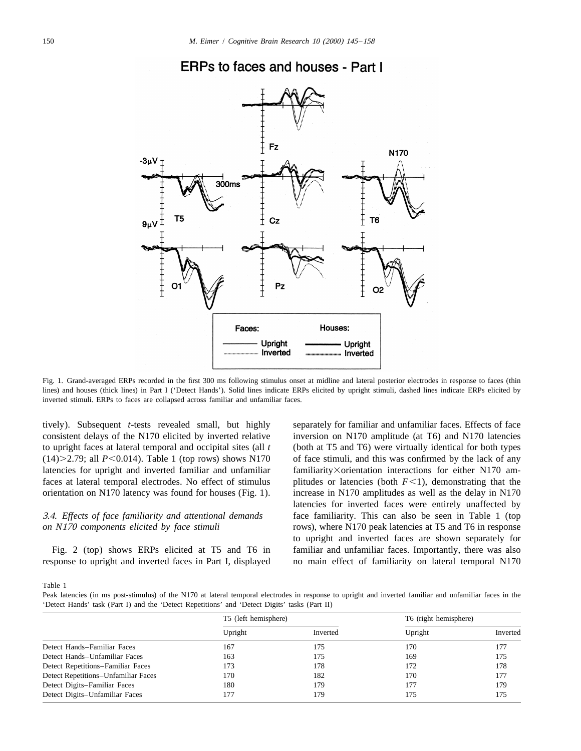ERPs to faces and houses - Part I

Fig. 1. Grand-averaged ERPs recorded in the first 300 ms following stimulus onset at midline and lateral posterior electrodes in response to faces (thin lines) and houses (thick lines) in Part I ('Detect Hands'). Solid lines indicate ERPs elicited by upright stimuli, dashed lines indicate ERPs elicited by inverted stimuli. ERPs to faces are collapsed across familiar and unfamiliar faces.

tively). Subsequent *t*-tests revealed small, but highly consistent delays of the N170 elicited by inverted relative to upright faces at lateral temporal and occipital sites (all $t(14)>2.79$; all $P<0.014$). Table 1 (top rows) shows N170 latencies for upright and inverted familiar and unfamiliar faces at lateral temporal electrodes. No effect of stimulus orientation on N170 latency was found for houses (Fig. 1).

### *3.4. Effects of face familiarity and attentional demands on N170 components elicited by face stimuli*

Fig. 2 (top) shows ERPs elicited at T5 and T6 in response to upright and inverted faces in Part I, displayed separately for familiar and unfamiliar faces. Effects of face inversion on N170 amplitude (at T6) and N170 latencies (both at T5 and T6) were virtually identical for both types of face stimuli, and this was confirmed by the lack of any familiarity×orientation interactions for either N170 amplitudes or latencies (both $F<1$), demonstrating that the increase in N170 amplitudes as well as the delay in N170 latencies for inverted faces were entirely unaffected by face familiarity. This can also be seen in Table 1 (top rows), where N170 peak latencies at T5 and T6 in response to upright and inverted faces are shown separately for familiar and unfamiliar faces. Importantly, there was also no main effect of familiarity on lateral temporal N170

Table 1
Peak latencies (in ms post-stimulus) of the N170 at lateral temporal electrodes in response to upright and inverted familiar and unfamiliar faces in the 'Detect Hands' task (Part I) and the 'Detect Repetitions' and 'Detect Digits' tasks (Part II)

| | T5 (left hemisphere) | | T6 (right hemisphere) | |
|---|---|---|---|---|
| | Upright | Inverted | Upright | Inverted |
| Detect Hands–Familiar Faces | 167 | 175 | 170 | 177 |
| Detect Hands–Unfamiliar Faces | 163 | 175 | 169 | 175 |
| Detect Repetitions–Familiar Faces | 173 | 178 | 172 | 178 |
| Detect Repetitions–Unfamiliar Faces | 170 | 182 | 170 | 177 |
| Detect Digits–Familiar Faces | 180 | 179 | 177 | 179 |
| Detect Digits–Unfamiliar Faces | 177 | 179 | 175 | 175 |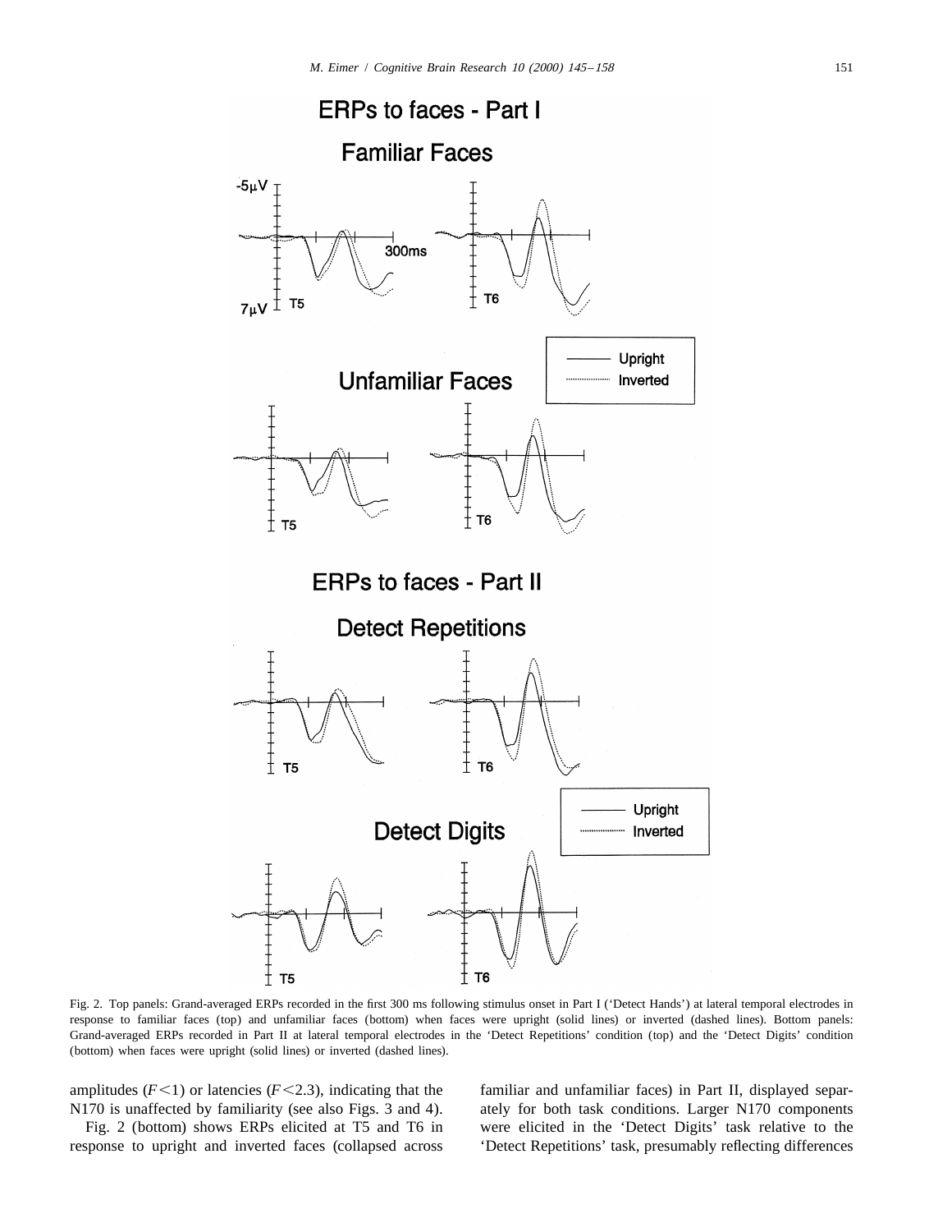Fig. 2. Top panels: Grand-averaged ERPs recorded in the first 300 ms following stimulus onset in Part I ('Detect Hands') at lateral temporal electrodes in response to familiar faces (top) and unfamiliar faces (bottom) when faces were upright (solid lines) or inverted (dashed lines). Bottom panels: Grand-averaged ERPs recorded in Part II at lateral temporal electrodes in the 'Detect Repetitions' condition (top) and the 'Detect Digits' condition (bottom) when faces were upright (solid lines) or inverted (dashed lines).

amplitudes ($F<1$) or latencies ($F<2.3$), indicating that the N170 is unaffected by familiarity (see also Figs. 3 and 4).

Fig. 2 (bottom) shows ERPs elicited at T5 and T6 in response to upright and inverted faces (collapsed across familiar and unfamiliar faces) in Part II, displayed separately for both task conditions. Larger N170 components were elicited in the 'Detect Digits' task relative to the 'Detect Repetitions' task, presumably reflecting differences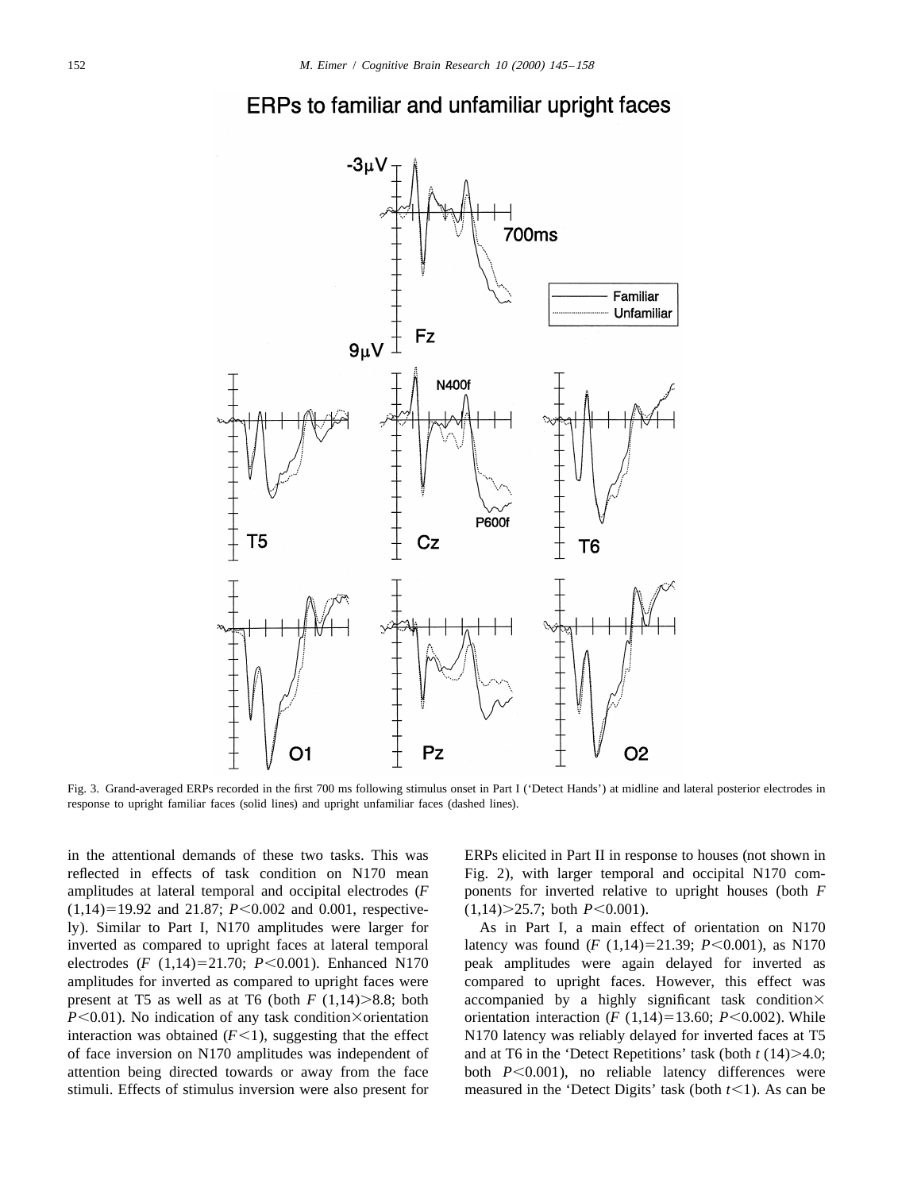Fig. 3. Grand-averaged ERPs recorded in the first 700 ms following stimulus onset in Part I ('Detect Hands') at midline and lateral posterior electrodes in response to upright familiar faces (solid lines) and upright unfamiliar faces (dashed lines).

in the attentional demands of these two tasks. This was reflected in effects of task condition on N170 mean amplitudes at lateral temporal and occipital electrodes ($F_{(1,14)}=19.92$ and $21.87$; $P<0.002$ and $0.001$, respectively). Similar to Part I, N170 amplitudes were larger for inverted as compared to upright faces at lateral temporal electrodes ($F_{(1,14)}=21.70$; $P<0.001$). Enhanced N170 amplitudes for inverted as compared to upright faces were present at T5 as well as at T6 (both $F_{(1,14)}>8.8$; both $P<0.01$). No indication of any task condition×orientation interaction was obtained ($F<1$), suggesting that the effect of face inversion on N170 amplitudes was independent of attention being directed towards or away from the face stimuli. Effects of stimulus inversion were also present for ERPs elicited in Part II in response to houses (not shown in Fig. 2), with larger temporal and occipital N170 components for inverted relative to upright houses (both $F_{(1,14)}>25.7$; both $P<0.001$).

As in Part I, a main effect of orientation on N170 latency was found ($F_{(1,14)}=21.39$; $P<0.001$), as N170 peak amplitudes were again delayed for inverted as compared to upright faces. However, this effect was accompanied by a highly significant task condition× orientation interaction ($F_{(1,14)}=13.60$; $P<0.002$). While N170 latency was reliably delayed for inverted faces at T5 and at T6 in the 'Detect Repetitions' task (both $t_{(14)}>4.0$; both $P<0.001$), no reliable latency differences were measured in the 'Detect Digits' task (both $t<1$). As can be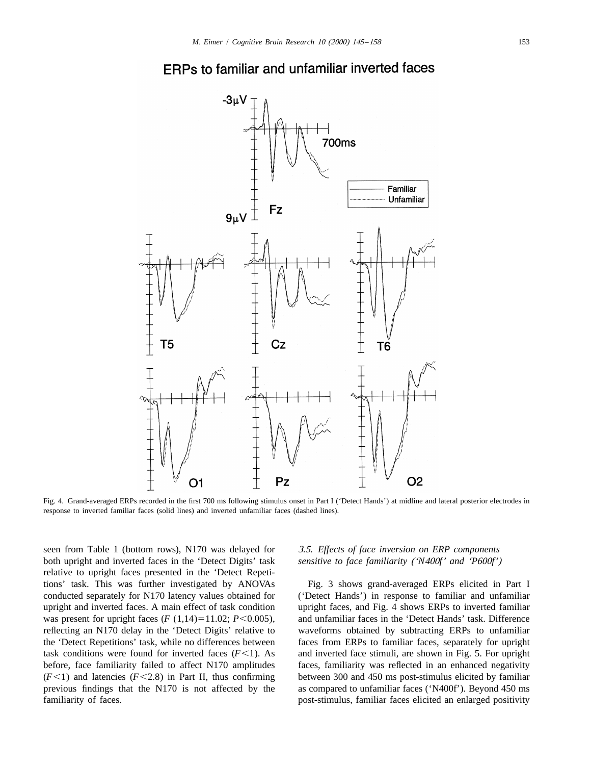Fig. 4. Grand-averaged ERPs recorded in the first 700 ms following stimulus onset in Part I ('Detect Hands') at midline and lateral posterior electrodes in response to inverted familiar faces (solid lines) and inverted unfamiliar faces (dashed lines).

seen from Table 1 (bottom rows), N170 was delayed for both upright and inverted faces in the 'Detect Digits' task relative to upright faces presented in the 'Detect Repetitions' task. This was further investigated by ANOVAs conducted separately for N170 latency values obtained for upright and inverted faces. A main effect of task condition was present for upright faces ($F$ (1,14)=11.02; $P<0.005$), reflecting an N170 delay in the 'Detect Digits' relative to the 'Detect Repetitions' task, while no differences between task conditions were found for inverted faces ($F<1$). As before, face familiarity failed to affect N170 amplitudes ($F<1$) and latencies ($F<2.8$) in Part II, thus confirming previous findings that the N170 is not affected by the familiarity of faces.

### *3.5. Effects of face inversion on ERP components sensitive to face familiarity ('N400f' and 'P600f')*

Fig. 3 shows grand-averaged ERPs elicited in Part I ('Detect Hands') in response to familiar and unfamiliar upright faces, and Fig. 4 shows ERPs to inverted familiar and unfamiliar faces in the 'Detect Hands' task. Difference waveforms obtained by subtracting ERPs to unfamiliar faces from ERPs to familiar faces, separately for upright and inverted face stimuli, are shown in Fig. 5. For upright faces, familiarity was reflected in an enhanced negativity between 300 and 450 ms post-stimulus elicited by familiar as compared to unfamiliar faces ('N400f'). Beyond 450 ms post-stimulus, familiar faces elicited an enlarged positivity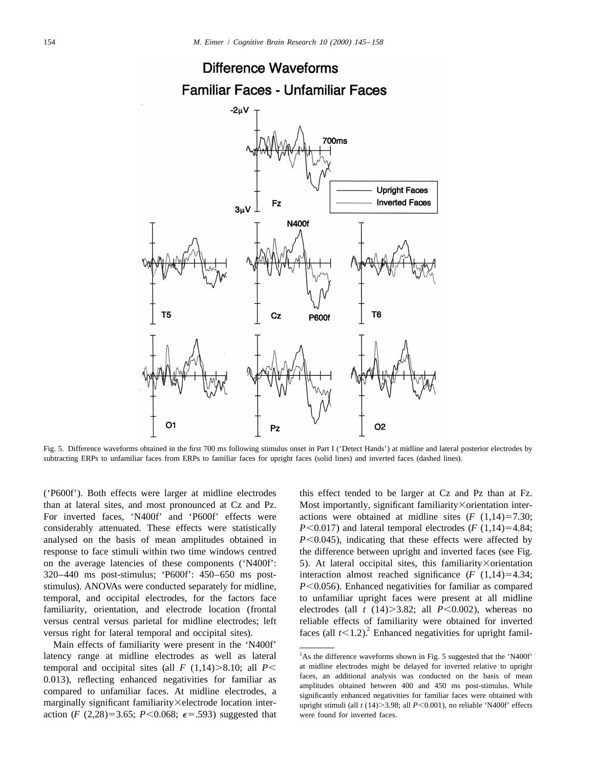Fig. 5. Difference waveforms obtained in the first 700 ms following stimulus onset in Part I ('Detect Hands') at midline and lateral posterior electrodes by subtracting ERPs to unfamiliar faces from ERPs to familiar faces for upright faces (solid lines) and inverted faces (dashed lines).

('P600f'). Both effects were larger at midline electrodes than at lateral sites, and most pronounced at Cz and Pz. For inverted faces, 'N400f' and 'P600f' effects were considerably attenuated. These effects were statistically analysed on the basis of mean amplitudes obtained in response to face stimuli within two time windows centred on the average latencies of these components ('N400f': 320–440 ms post-stimulus; 'P600f': 450–650 ms post-stimulus). ANOVAs were conducted separately for midline, temporal, and occipital electrodes, for the factors face familiarity, orientation, and electrode location (frontal versus central versus parietal for midline electrodes; left versus right for lateral temporal and occipital sites).

Main effects of familiarity were present in the 'N400f' latency range at midline electrodes as well as lateral temporal and occipital sites (all $F\ (1,14)>8.10$; all $P<0.013$), reflecting enhanced negativities for familiar as compared to unfamiliar faces. At midline electrodes, a marginally significant familiarity×electrode location interaction ($F\ (2,28)=3.65$; $P<0.068$; $\epsilon=.593$) suggested that this effect tended to be larger at Cz and Pz than at Fz. Most importantly, significant familiarity×orientation interactions were obtained at midline sites ($F\ (1,14)=7.30$; $P<0.017$) and lateral temporal electrodes ($F\ (1,14)=4.84$; $P<0.045$), indicating that these effects were affected by the difference between upright and inverted faces (see Fig. 5). At lateral occipital sites, this familiarity×orientation interaction almost reached significance ($F\ (1,14)=4.34$; $P<0.056$). Enhanced negativities for familiar as compared to unfamiliar upright faces were present at all midline electrodes (all $t\ (14)>3.82$; all $P<0.002$), whereas no reliable effects of familiarity were obtained for inverted faces (all $t<1.2$).[2] Enhanced negativities for upright famil-

[2] As the difference waveforms shown in Fig. 5 suggested that the 'N400f' at midline electrodes might be delayed for inverted relative to upright faces, an additional analysis was conducted on the basis of mean amplitudes obtained between 400 and 450 ms post-stimulus. While significantly enhanced negativities for familiar faces were obtained with upright stimuli (all $t\ (14)>3.98$; all $P<0.001$), no reliable 'N400f' effects were found for inverted faces.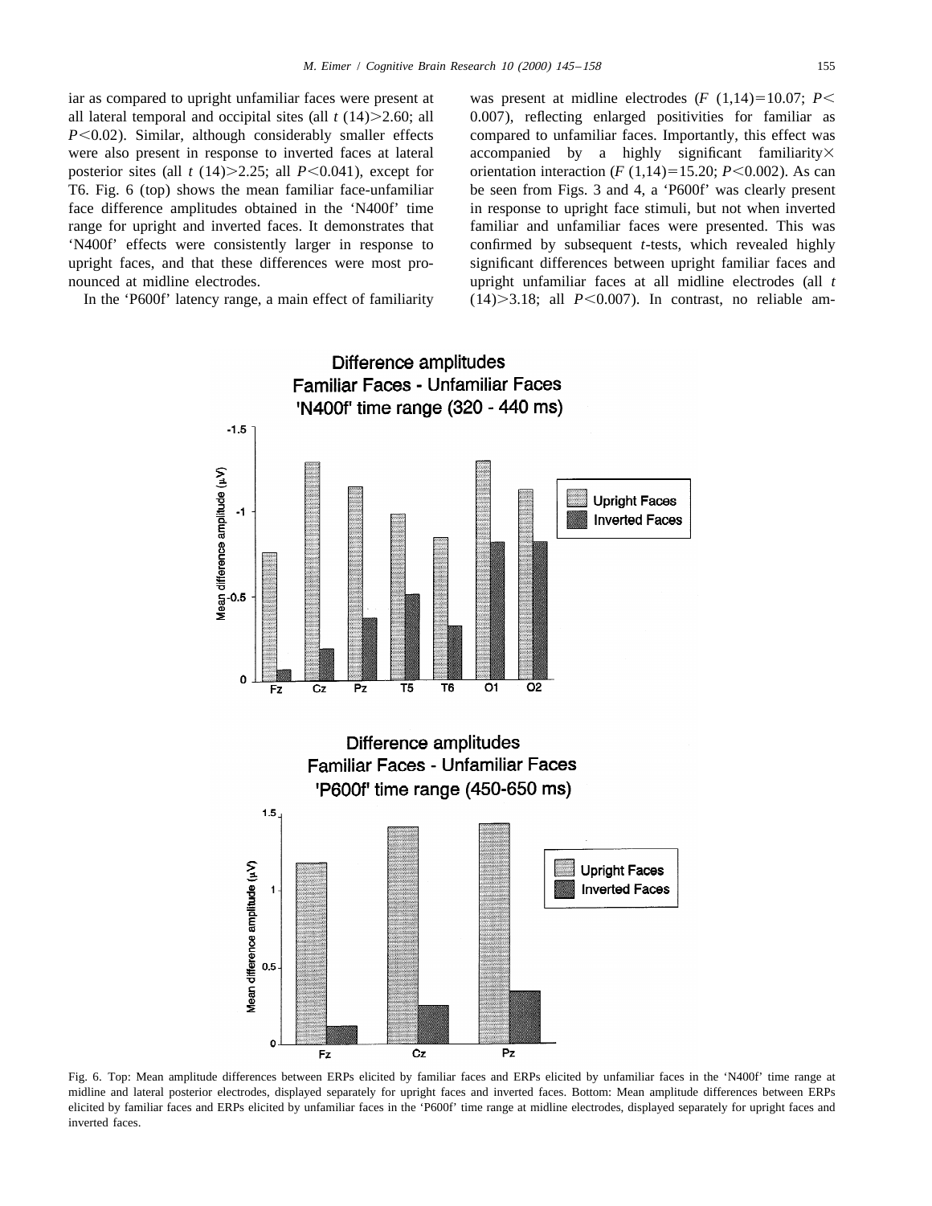iar as compared to upright unfamiliar faces were present at all lateral temporal and occipital sites (all $t$ (14)>2.60; all $P<0.02$). Similar, although considerably smaller effects were also present in response to inverted faces at lateral posterior sites (all $t$ (14)>2.25; all $P<0.041$), except for T6. Fig. 6 (top) shows the mean familiar face-unfamiliar face difference amplitudes obtained in the 'N400f' time range for upright and inverted faces. It demonstrates that 'N400f' effects were consistently larger in response to upright faces, and that these differences were most pronounced at midline electrodes.

In the 'P600f' latency range, a main effect of familiarity was present at midline electrodes ($F$ (1,14)=10.07; $P<0.007$), reflecting enlarged positivities for familiar as compared to unfamiliar faces. Importantly, this effect was accompanied by a highly significant familiarity× orientation interaction ($F$ (1,14)=15.20; $P<0.002$). As can be seen from Figs. 3 and 4, a 'P600f' was clearly present in response to upright face stimuli, but not when inverted familiar and unfamiliar faces were presented. This was confirmed by subsequent $t$-tests, which revealed highly significant differences between upright familiar faces and upright unfamiliar faces at all midline electrodes (all $t$ (14)>3.18; all $P<0.007$). In contrast, no reliable am-

Fig. 6. Top: Mean amplitude differences between ERPs elicited by familiar faces and ERPs elicited by unfamiliar faces in the 'N400f' time range at midline and lateral posterior electrodes, displayed separately for upright faces and inverted faces. Bottom: Mean amplitude differences between ERPs elicited by familiar faces and ERPs elicited by unfamiliar faces in the 'P600f' time range at midline electrodes, displayed separately for upright faces and inverted faces.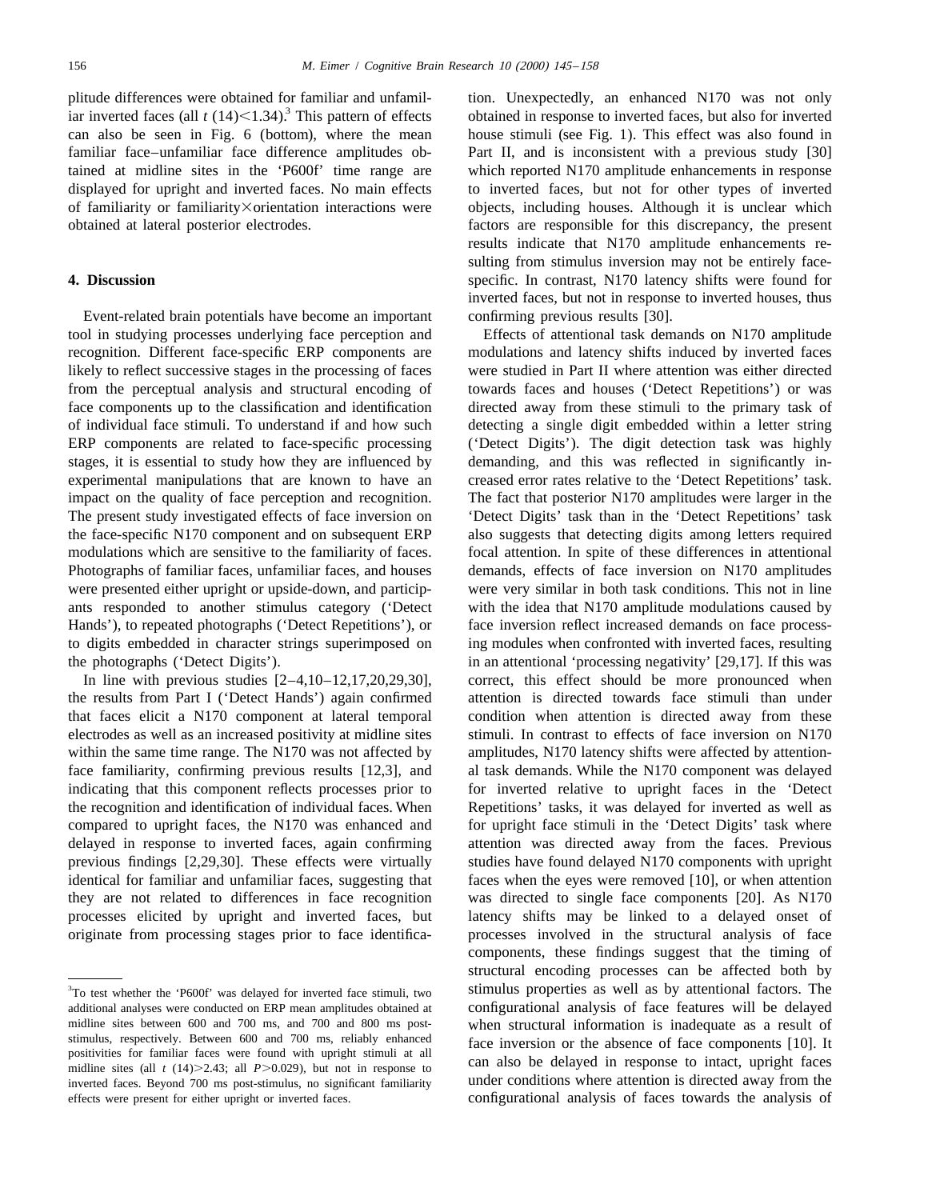plitude differences were obtained for familiar and unfamiliar inverted faces (all $t$ (14)<1.34).[3] This pattern of effects can also be seen in Fig. 6 (bottom), where the mean familiar face–unfamiliar face difference amplitudes obtained at midline sites in the 'P600f' time range are displayed for upright and inverted faces. No main effects of familiarity or familiarity×orientation interactions were obtained at lateral posterior electrodes.

## 4. Discussion

Event-related brain potentials have become an important tool in studying processes underlying face perception and recognition. Different face-specific ERP components are likely to reflect successive stages in the processing of faces from the perceptual analysis and structural encoding of face components up to the classification and identification of individual face stimuli. To understand if and how such ERP components are related to face-specific processing stages, it is essential to study how they are influenced by experimental manipulations that are known to have an impact on the quality of face perception and recognition. The present study investigated effects of face inversion on the face-specific N170 component and on subsequent ERP modulations which are sensitive to the familiarity of faces. Photographs of familiar faces, unfamiliar faces, and houses were presented either upright or upside-down, and participants responded to another stimulus category ('Detect Hands'), to repeated photographs ('Detect Repetitions'), or to digits embedded in character strings superimposed on the photographs ('Detect Digits').

In line with previous studies [2–4,10–12,17,20,29,30], the results from Part I ('Detect Hands') again confirmed that faces elicit a N170 component at lateral temporal electrodes as well as an increased positivity at midline sites within the same time range. The N170 was not affected by face familiarity, confirming previous results [12,3], and indicating that this component reflects processes prior to the recognition and identification of individual faces. When compared to upright faces, the N170 was enhanced and delayed in response to inverted faces, again confirming previous findings [2,29,30]. These effects were virtually identical for familiar and unfamiliar faces, suggesting that they are not related to differences in face recognition processes elicited by upright and inverted faces, but originate from processing stages prior to face identification. Unexpectedly, an enhanced N170 was not only obtained in response to inverted faces, but also for inverted house stimuli (see Fig. 1). This effect was also found in Part II, and is inconsistent with a previous study [30] which reported N170 amplitude enhancements in response to inverted faces, but not for other types of inverted objects, including houses. Although it is unclear which factors are responsible for this discrepancy, the present results indicate that N170 amplitude enhancements resulting from stimulus inversion may not be entirely face-specific. In contrast, N170 latency shifts were found for inverted faces, but not in response to inverted houses, thus confirming previous results [30].

Effects of attentional task demands on N170 amplitude modulations and latency shifts induced by inverted faces were studied in Part II where attention was either directed towards faces and houses ('Detect Repetitions') or was directed away from these stimuli to the primary task of detecting a single digit embedded within a letter string ('Detect Digits'). The digit detection task was highly demanding, and this was reflected in significantly increased error rates relative to the 'Detect Repetitions' task. The fact that posterior N170 amplitudes were larger in the 'Detect Digits' task than in the 'Detect Repetitions' task also suggests that detecting digits among letters required focal attention. In spite of these differences in attentional demands, effects of face inversion on N170 amplitudes were very similar in both task conditions. This not in line with the idea that N170 amplitude modulations caused by face inversion reflect increased demands on face processing modules when confronted with inverted faces, resulting in an attentional 'processing negativity' [29,17]. If this was correct, this effect should be more pronounced when attention is directed towards face stimuli than under condition when attention is directed away from these stimuli. In contrast to effects of face inversion on N170 amplitudes, N170 latency shifts were affected by attentional task demands. While the N170 component was delayed for inverted relative to upright faces in the 'Detect Repetitions' tasks, it was delayed for inverted as well as for upright face stimuli in the 'Detect Digits' task where attention was directed away from the faces. Previous studies have found delayed N170 components with upright faces when the eyes were removed [10], or when attention was directed to single face components [20]. As N170 latency shifts may be linked to a delayed onset of processes involved in the structural analysis of face components, these findings suggest that the timing of structural encoding processes can be affected both by stimulus properties as well as by attentional factors. The configurational analysis of face features will be delayed when structural information is inadequate as a result of face inversion or the absence of face components [10]. It can also be delayed in response to intact, upright faces under conditions where attention is directed away from the configurational analysis of faces towards the analysis of

[3] To test whether the 'P600f' was delayed for inverted face stimuli, two additional analyses were conducted on ERP mean amplitudes obtained at midline sites between 600 and 700 ms, and 700 and 800 ms post-stimulus, respectively. Between 600 and 700 ms, reliably enhanced positivities for familiar faces were found with upright stimuli at all midline sites (all $t$ (14)>2.43; all $P$>0.029), but not in response to inverted faces. Beyond 700 ms post-stimulus, no significant familiarity effects were present for either upright or inverted faces.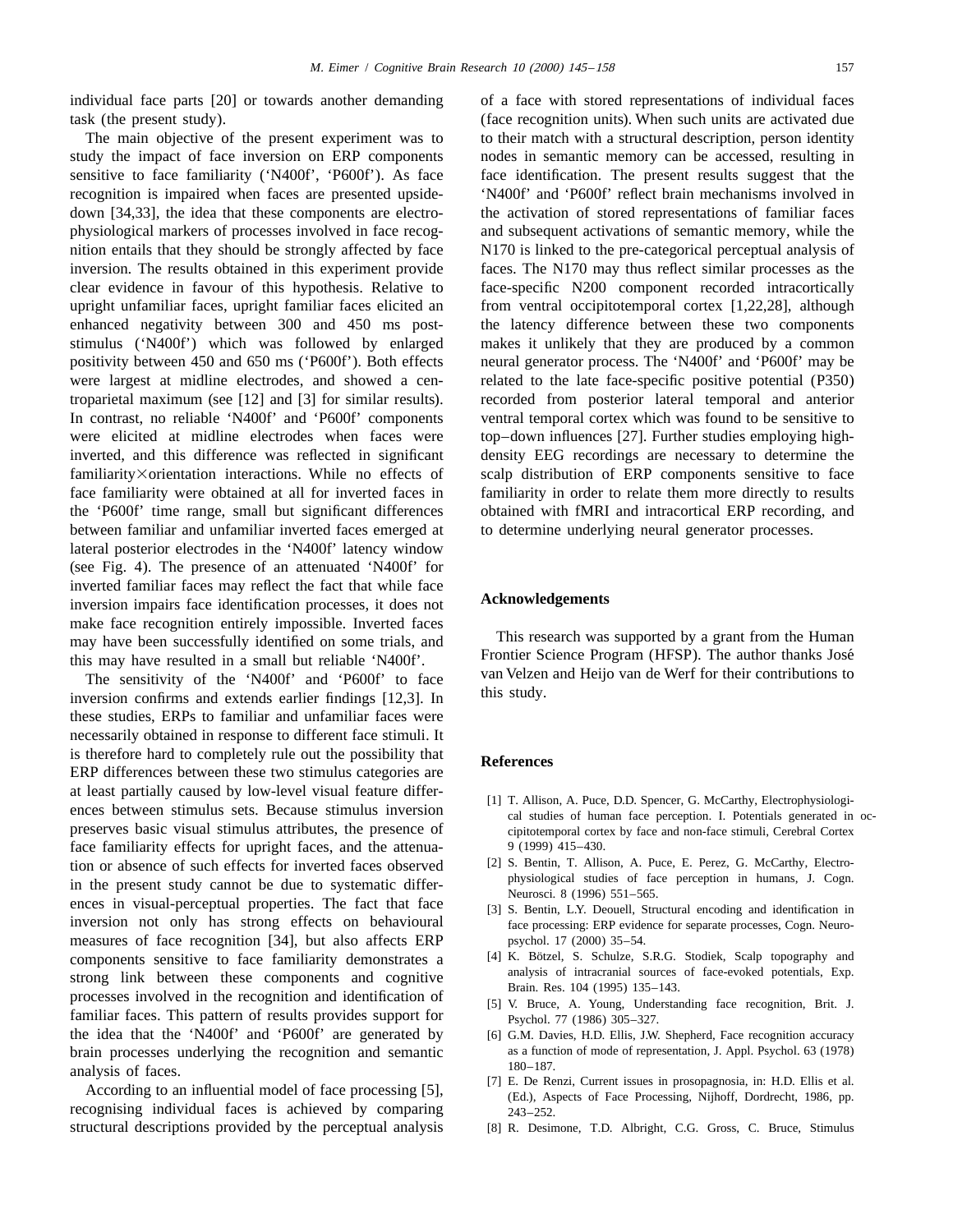individual face parts [20] or towards another demanding task (the present study).

The main objective of the present experiment was to study the impact of face inversion on ERP components sensitive to face familiarity ('N400f', 'P600f'). As face recognition is impaired when faces are presented upside-down [34,33], the idea that these components are electrophysiological markers of processes involved in face recognition entails that they should be strongly affected by face inversion. The results obtained in this experiment provide clear evidence in favour of this hypothesis. Relative to upright unfamiliar faces, upright familiar faces elicited an enhanced negativity between 300 and 450 ms post-stimulus ('N400f') which was followed by enlarged positivity between 450 and 650 ms ('P600f'). Both effects were largest at midline electrodes, and showed a centroparietal maximum (see [12] and [3] for similar results). In contrast, no reliable 'N400f' and 'P600f' components were elicited at midline electrodes when faces were inverted, and this difference was reflected in significant familiarity×orientation interactions. While no effects of face familiarity were obtained at all for inverted faces in the 'P600f' time range, small but significant differences between familiar and unfamiliar inverted faces emerged at lateral posterior electrodes in the 'N400f' latency window (see Fig. 4). The presence of an attenuated 'N400f' for inverted familiar faces may reflect the fact that while face inversion impairs face identification processes, it does not make face recognition entirely impossible. Inverted faces may have been successfully identified on some trials, and this may have resulted in a small but reliable 'N400f'.

The sensitivity of the 'N400f' and 'P600f' to face inversion confirms and extends earlier findings [12,3]. In these studies, ERPs to familiar and unfamiliar faces were necessarily obtained in response to different face stimuli. It is therefore hard to completely rule out the possibility that ERP differences between these two stimulus categories are at least partially caused by low-level visual feature differences between stimulus sets. Because stimulus inversion preserves basic visual stimulus attributes, the presence of face familiarity effects for upright faces, and the attenuation or absence of such effects for inverted faces observed in the present study cannot be due to systematic differences in visual-perceptual properties. The fact that face inversion not only has strong effects on behavioural measures of face recognition [34], but also affects ERP components sensitive to face familiarity demonstrates a strong link between these components and cognitive processes involved in the recognition and identification of familiar faces. This pattern of results provides support for the idea that the 'N400f' and 'P600f' are generated by brain processes underlying the recognition and semantic analysis of faces.

According to an influential model of face processing [5], recognising individual faces is achieved by comparing structural descriptions provided by the perceptual analysis of a face with stored representations of individual faces (face recognition units). When such units are activated due to their match with a structural description, person identity nodes in semantic memory can be accessed, resulting in face identification. The present results suggest that the 'N400f' and 'P600f' reflect brain mechanisms involved in the activation of stored representations of familiar faces and subsequent activations of semantic memory, while the N170 is linked to the pre-categorical perceptual analysis of faces. The N170 may thus reflect similar processes as the face-specific N200 component recorded intracortically from ventral occipitotemporal cortex [1,22,28], although the latency difference between these two components makes it unlikely that they are produced by a common neural generator process. The 'N400f' and 'P600f' may be related to the late face-specific positive potential (P350) recorded from posterior lateral temporal and anterior ventral temporal cortex which was found to be sensitive to top–down influences [27]. Further studies employing high-density EEG recordings are necessary to determine the scalp distribution of ERP components sensitive to face familiarity in order to relate them more directly to results obtained with fMRI and intracortical ERP recording, and to determine underlying neural generator processes.

## Acknowledgements

This research was supported by a grant from the Human Frontier Science Program (HFSP). The author thanks José van Velzen and Heijo van de Werf for their contributions to this study.

## References

[1] T. Allison, A. Puce, D.D. Spencer, G. McCarthy, Electrophysiological studies of human face perception. I. Potentials generated in occipitotemporal cortex by face and non-face stimuli, Cerebral Cortex 9 (1999) 415–430.

[2] S. Bentin, T. Allison, A. Puce, E. Perez, G. McCarthy, Electrophysiological studies of face perception in humans, J. Cogn. Neurosci. 8 (1996) 551–565.

[3] S. Bentin, L.Y. Deouell, Structural encoding and identification in face processing: ERP evidence for separate processes, Cogn. Neuropsychol. 17 (2000) 35–54.

[4] K. Bötzel, S. Schulze, S.R.G. Stodiek, Scalp topography and analysis of intracranial sources of face-evoked potentials, Exp. Brain. Res. 104 (1995) 135–143.

[5] V. Bruce, A. Young, Understanding face recognition, Brit. J. Psychol. 77 (1986) 305–327.

[6] G.M. Davies, H.D. Ellis, J.W. Shepherd, Face recognition accuracy as a function of mode of representation, J. Appl. Psychol. 63 (1978) 180–187.

[7] E. De Renzi, Current issues in prosopagnosia, in: H.D. Ellis et al. (Ed.), Aspects of Face Processing, Nijhoff, Dordrecht, 1986, pp. 243–252.

[8] R. Desimone, T.D. Albright, C.G. Gross, C. Bruce, Stimulus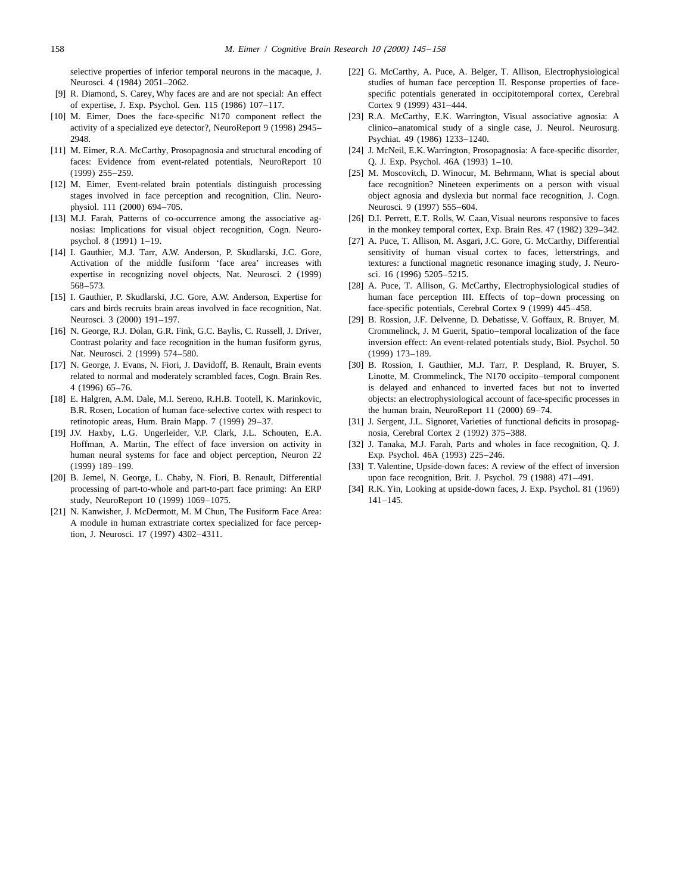selective properties of inferior temporal neurons in the macaque, J. Neurosci. 4 (1984) 2051–2062.

[9] R. Diamond, S. Carey, Why faces are and are not special: An effect of expertise, J. Exp. Psychol. Gen. 115 (1986) 107–117.

[10] M. Eimer, Does the face-specific N170 component reflect the activity of a specialized eye detector?, NeuroReport 9 (1998) 2945–2948.

[11] M. Eimer, R.A. McCarthy, Prosopagnosia and structural encoding of faces: Evidence from event-related potentials, NeuroReport 10 (1999) 255–259.

[12] M. Eimer, Event-related brain potentials distinguish processing stages involved in face perception and recognition, Clin. Neurophysiol. 111 (2000) 694–705.

[13] M.J. Farah, Patterns of co-occurrence among the associative agnosias: Implications for visual object recognition, Cogn. Neuropsychol. 8 (1991) 1–19.

[14] I. Gauthier, M.J. Tarr, A.W. Anderson, P. Skudlarski, J.C. Gore, Activation of the middle fusiform 'face area' increases with expertise in recognizing novel objects, Nat. Neurosci. 2 (1999) 568–573.

[15] I. Gauthier, P. Skudlarski, J.C. Gore, A.W. Anderson, Expertise for cars and birds recruits brain areas involved in face recognition, Nat. Neurosci. 3 (2000) 191–197.

[16] N. George, R.J. Dolan, G.R. Fink, G.C. Baylis, C. Russell, J. Driver, Contrast polarity and face recognition in the human fusiform gyrus, Nat. Neurosci. 2 (1999) 574–580.

[17] N. George, J. Evans, N. Fiori, J. Davidoff, B. Renault, Brain events related to normal and moderately scrambled faces, Cogn. Brain Res. 4 (1996) 65–76.

[18] E. Halgren, A.M. Dale, M.I. Sereno, R.H.B. Tootell, K. Marinkovic, B.R. Rosen, Location of human face-selective cortex with respect to retinotopic areas, Hum. Brain Mapp. 7 (1999) 29–37.

[19] J.V. Haxby, L.G. Ungerleider, V.P. Clark, J.L. Schouten, E.A. Hoffman, A. Martin, The effect of face inversion on activity in human neural systems for face and object perception, Neuron 22 (1999) 189–199.

[20] B. Jemel, N. George, L. Chaby, N. Fiori, B. Renault, Differential processing of part-to-whole and part-to-part face priming: An ERP study, NeuroReport 10 (1999) 1069–1075.

[21] N. Kanwisher, J. McDermott, M. M Chun, The Fusiform Face Area: A module in human extrastriate cortex specialized for face perception, J. Neurosci. 17 (1997) 4302–4311.

[22] G. McCarthy, A. Puce, A. Belger, T. Allison, Electrophysiological studies of human face perception II. Response properties of face-specific potentials generated in occipitotemporal cortex, Cerebral Cortex 9 (1999) 431–444.

[23] R.A. McCarthy, E.K. Warrington, Visual associative agnosia: A clinico–anatomical study of a single case, J. Neurol. Neurosurg. Psychiat. 49 (1986) 1233–1240.

[24] J. McNeil, E.K. Warrington, Prosopagnosia: A face-specific disorder, Q. J. Exp. Psychol. 46A (1993) 1–10.

[25] M. Moscovitch, D. Winocur, M. Behrmann, What is special about face recognition? Nineteen experiments on a person with visual object agnosia and dyslexia but normal face recognition, J. Cogn. Neurosci. 9 (1997) 555–604.

[26] D.I. Perrett, E.T. Rolls, W. Caan, Visual neurons responsive to faces in the monkey temporal cortex, Exp. Brain Res. 47 (1982) 329–342.

[27] A. Puce, T. Allison, M. Asgari, J.C. Gore, G. McCarthy, Differential sensitivity of human visual cortex to faces, letterstrings, and textures: a functional magnetic resonance imaging study, J. Neurosci. 16 (1996) 5205–5215.

[28] A. Puce, T. Allison, G. McCarthy, Electrophysiological studies of human face perception III. Effects of top–down processing on face-specific potentials, Cerebral Cortex 9 (1999) 445–458.

[29] B. Rossion, J.F. Delvenne, D. Debatisse, V. Goffaux, R. Bruyer, M. Crommelinck, J. M Guerit, Spatio–temporal localization of the face inversion effect: An event-related potentials study, Biol. Psychol. 50 (1999) 173–189.

[30] B. Rossion, I. Gauthier, M.J. Tarr, P. Despland, R. Bruyer, S. Linotte, M. Crommelinck, The N170 occipito–temporal component is delayed and enhanced to inverted faces but not to inverted objects: an electrophysiological account of face-specific processes in the human brain, NeuroReport 11 (2000) 69–74.

[31] J. Sergent, J.L. Signoret, Varieties of functional deficits in prosopagnosia, Cerebral Cortex 2 (1992) 375–388.

[32] J. Tanaka, M.J. Farah, Parts and wholes in face recognition, Q. J. Exp. Psychol. 46A (1993) 225–246.

[33] T. Valentine, Upside-down faces: A review of the effect of inversion upon face recognition, Brit. J. Psychol. 79 (1988) 471–491.

[34] R.K. Yin, Looking at upside-down faces, J. Exp. Psychol. 81 (1969) 141–145.